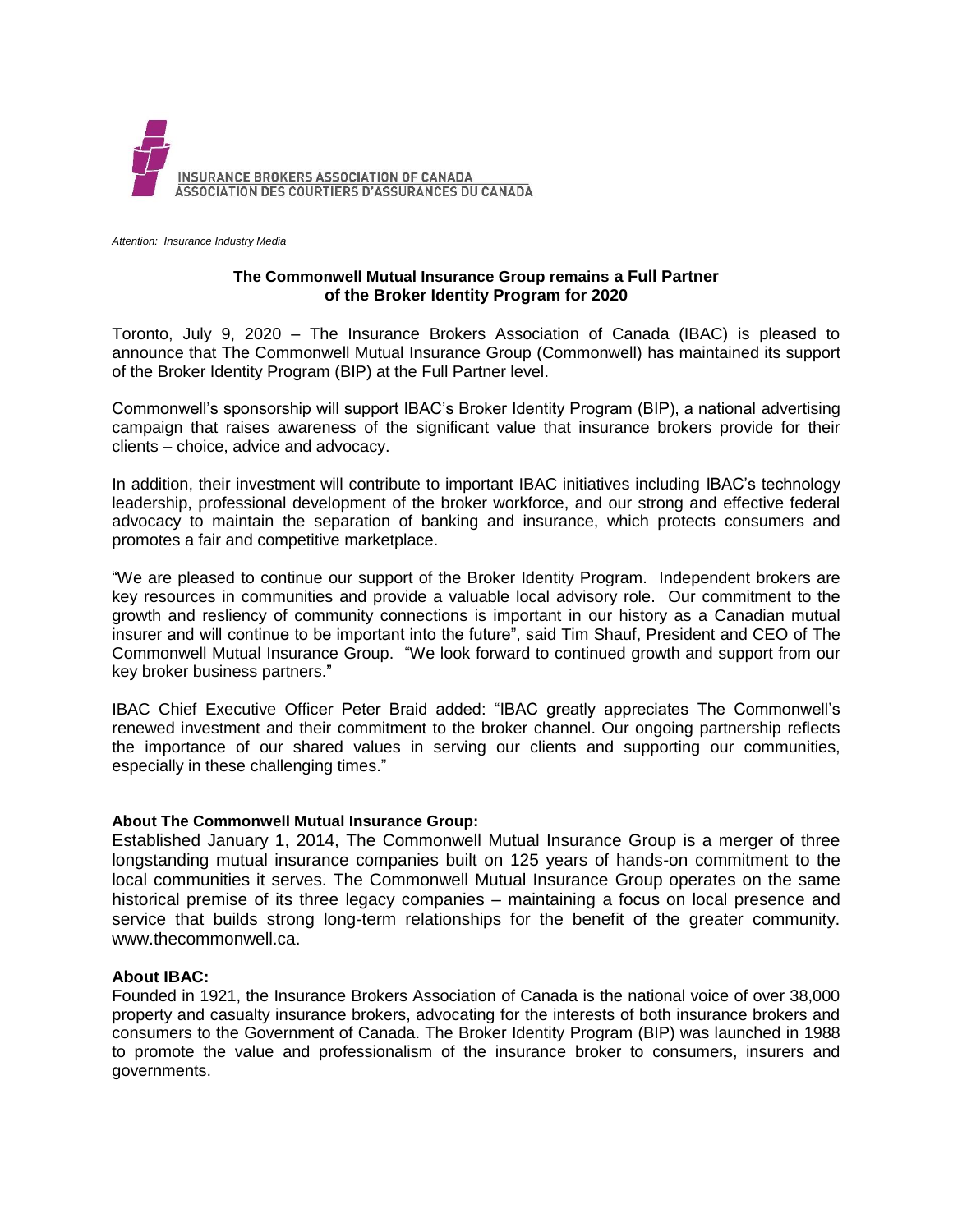INSURANCE BROKERS ASSOCIATION OF CANADA
ASSOCIATION DES COURTIERS D'ASSURANCES DU CANADA

*Attention: Insurance Industry Media*

**The Commonwell Mutual Insurance Group remains a Full Partner of the Broker Identity Program for 2020**

Toronto, July 9, 2020 – The Insurance Brokers Association of Canada (IBAC) is pleased to announce that The Commonwell Mutual Insurance Group (Commonwell) has maintained its support of the Broker Identity Program (BIP) at the Full Partner level.

Commonwell's sponsorship will support IBAC's Broker Identity Program (BIP), a national advertising campaign that raises awareness of the significant value that insurance brokers provide for their clients – choice, advice and advocacy.

In addition, their investment will contribute to important IBAC initiatives including IBAC's technology leadership, professional development of the broker workforce, and our strong and effective federal advocacy to maintain the separation of banking and insurance, which protects consumers and promotes a fair and competitive marketplace.

"We are pleased to continue our support of the Broker Identity Program. Independent brokers are key resources in communities and provide a valuable local advisory role. Our commitment to the growth and resliency of community connections is important in our history as a Canadian mutual insurer and will continue to be important into the future", said Tim Shauf, President and CEO of The Commonwell Mutual Insurance Group. "We look forward to continued growth and support from our key broker business partners."

IBAC Chief Executive Officer Peter Braid added: "IBAC greatly appreciates The Commonwell's renewed investment and their commitment to the broker channel. Our ongoing partnership reflects the importance of our shared values in serving our clients and supporting our communities, especially in these challenging times."

**About The Commonwell Mutual Insurance Group:**

Established January 1, 2014, The Commonwell Mutual Insurance Group is a merger of three longstanding mutual insurance companies built on 125 years of hands-on commitment to the local communities it serves. The Commonwell Mutual Insurance Group operates on the same historical premise of its three legacy companies – maintaining a focus on local presence and service that builds strong long-term relationships for the benefit of the greater community. www.thecommonwell.ca.

**About IBAC:**

Founded in 1921, the Insurance Brokers Association of Canada is the national voice of over 38,000 property and casualty insurance brokers, advocating for the interests of both insurance brokers and consumers to the Government of Canada. The Broker Identity Program (BIP) was launched in 1988 to promote the value and professionalism of the insurance broker to consumers, insurers and governments.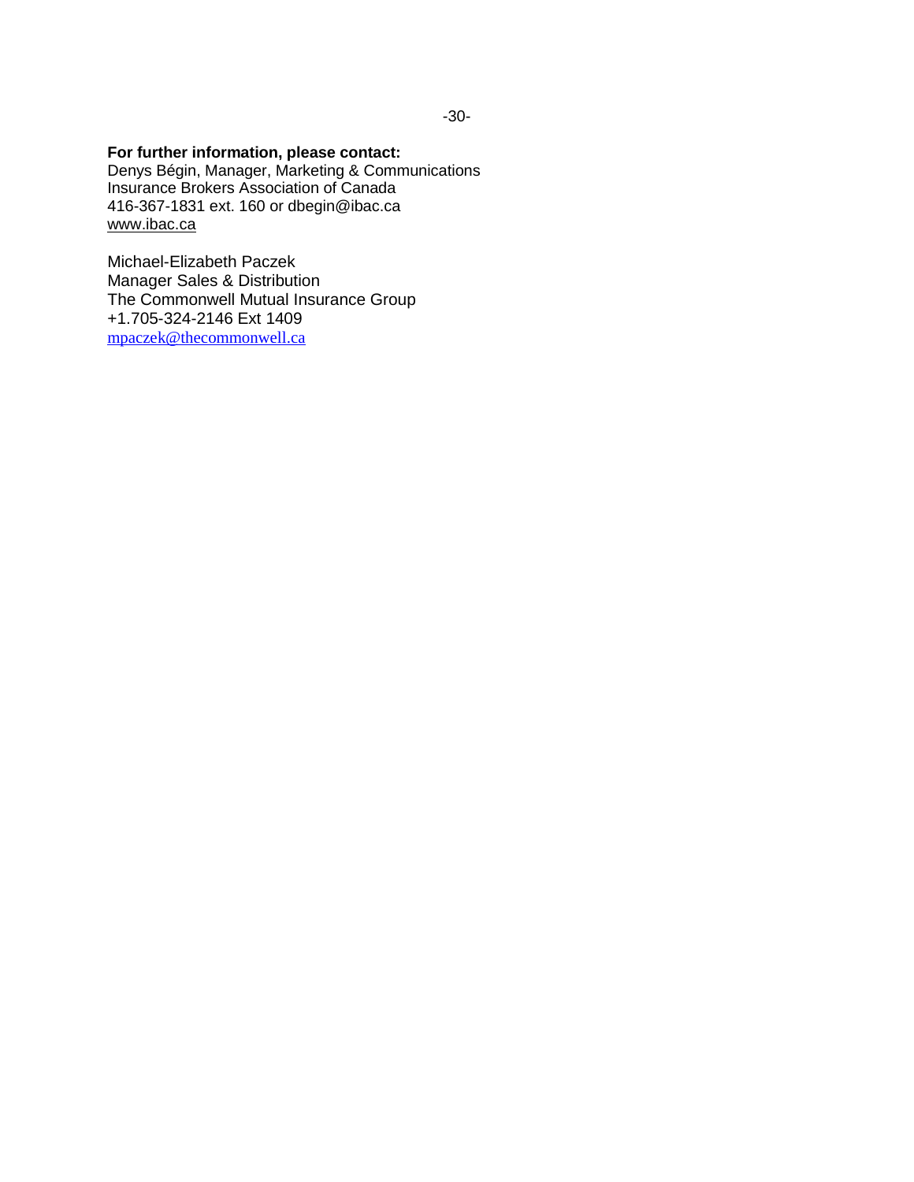-30-

**For further information, please contact:**
Denys Bégin, Manager, Marketing & Communications
Insurance Brokers Association of Canada
416-367-1831 ext. 160 or dbegin@ibac.ca
www.ibac.ca

Michael-Elizabeth Paczek
Manager Sales & Distribution
The Commonwell Mutual Insurance Group
+1.705-324-2146 Ext 1409
mpaczek@thecommonwell.ca